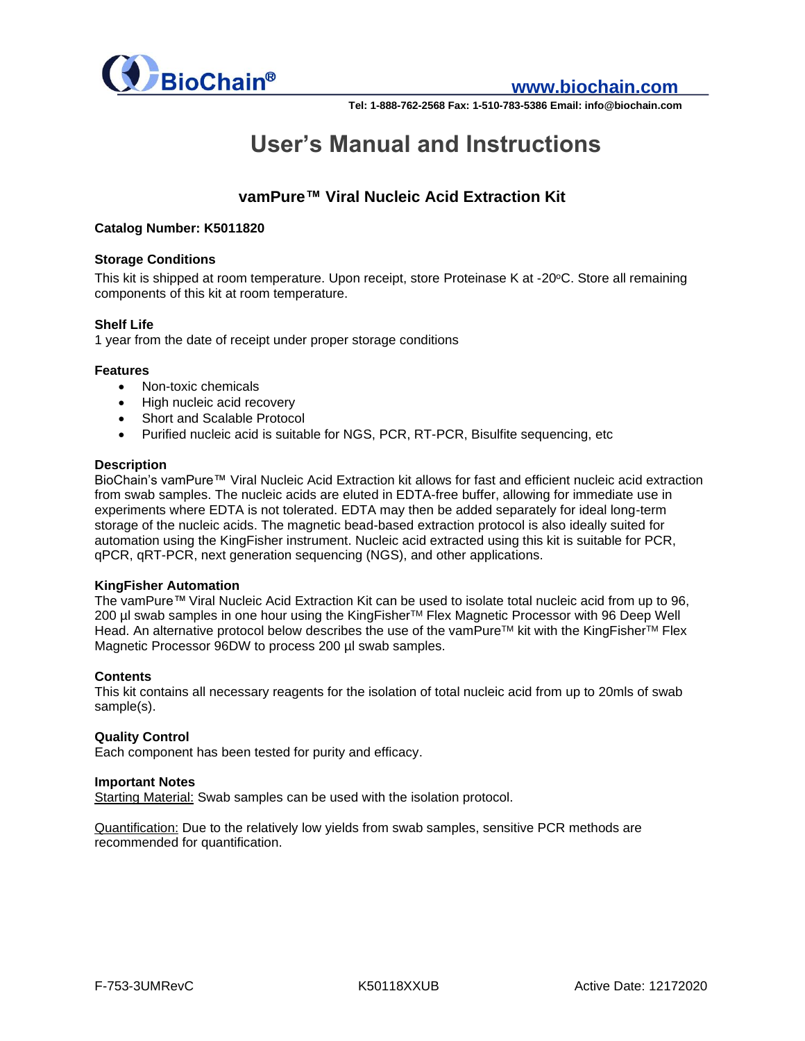# User's Manual and Instructions

## vamPure™ Viral Nucleic Acid Extraction Kit

**Catalog Number: K5011820**

### Storage Conditions

This kit is shipped at room temperature. Upon receipt, store Proteinase K at -20°C. Store all remaining components of this kit at room temperature.

### Shelf Life

1 year from the date of receipt under proper storage conditions

### Features

- Non-toxic chemicals
- High nucleic acid recovery
- Short and Scalable Protocol
- Purified nucleic acid is suitable for NGS, PCR, RT-PCR, Bisulfite sequencing, etc

### Description

BioChain's vamPure™ Viral Nucleic Acid Extraction kit allows for fast and efficient nucleic acid extraction from swab samples. The nucleic acids are eluted in EDTA-free buffer, allowing for immediate use in experiments where EDTA is not tolerated. EDTA may then be added separately for ideal long-term storage of the nucleic acids. The magnetic bead-based extraction protocol is also ideally suited for automation using the KingFisher instrument. Nucleic acid extracted using this kit is suitable for PCR, qPCR, qRT-PCR, next generation sequencing (NGS), and other applications.

### KingFisher Automation

The vamPure™ Viral Nucleic Acid Extraction Kit can be used to isolate total nucleic acid from up to 96, 200 µl swab samples in one hour using the KingFisher™ Flex Magnetic Processor with 96 Deep Well Head. An alternative protocol below describes the use of the vamPure™ kit with the KingFisher™ Flex Magnetic Processor 96DW to process 200 µl swab samples.

### Contents

This kit contains all necessary reagents for the isolation of total nucleic acid from up to 20mls of swab sample(s).

### Quality Control

Each component has been tested for purity and efficacy.

### Important Notes

Starting Material: Swab samples can be used with the isolation protocol.

Quantification: Due to the relatively low yields from swab samples, sensitive PCR methods are recommended for quantification.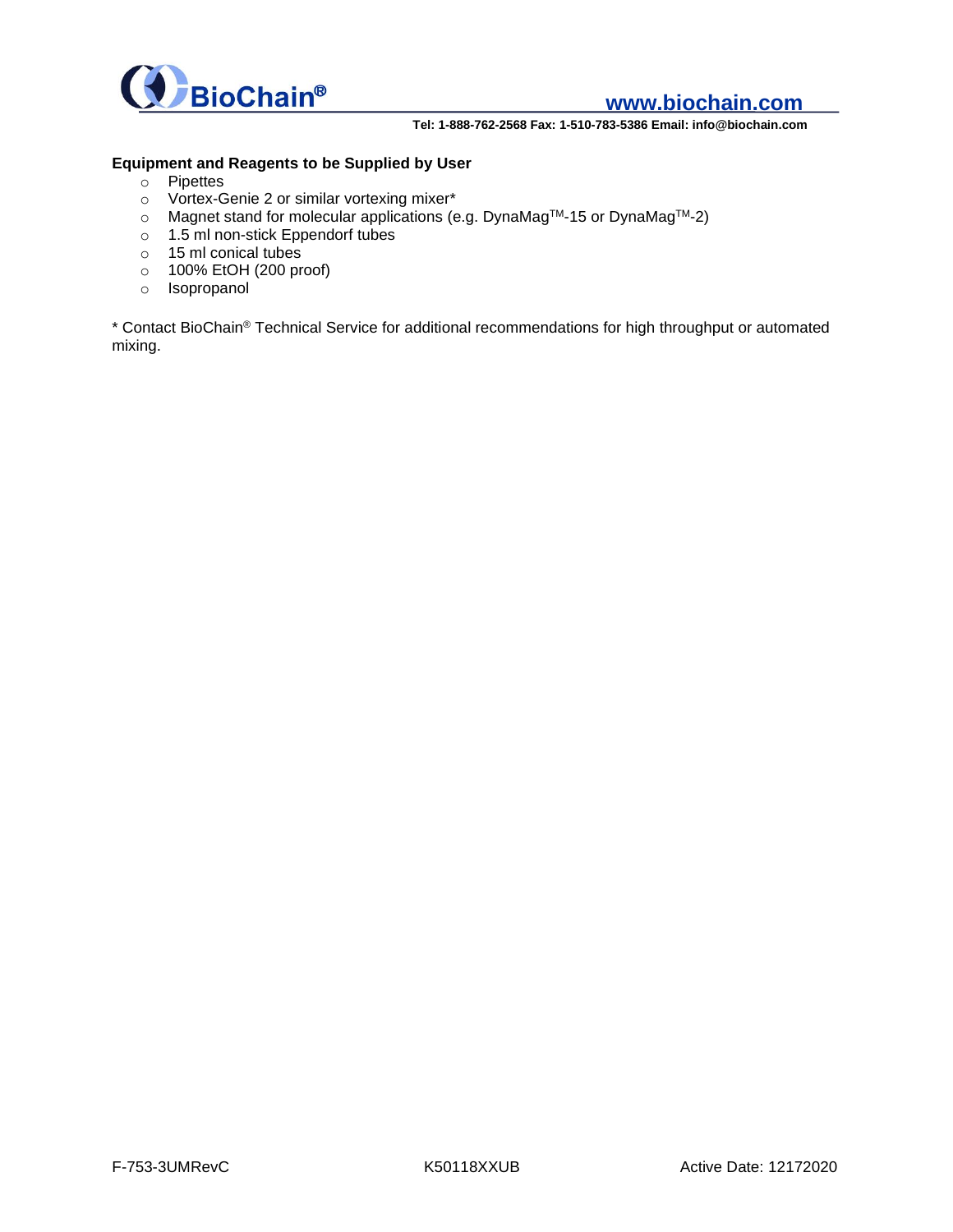**Equipment and Reagents to be Supplied by User**

- Pipettes
- Vortex-Genie 2 or similar vortexing mixer*
- Magnet stand for molecular applications (e.g. DynaMag™-15 or DynaMag™-2)
- 1.5 ml non-stick Eppendorf tubes
- 15 ml conical tubes
- 100% EtOH (200 proof)
- Isopropanol

* Contact BioChain® Technical Service for additional recommendations for high throughput or automated mixing.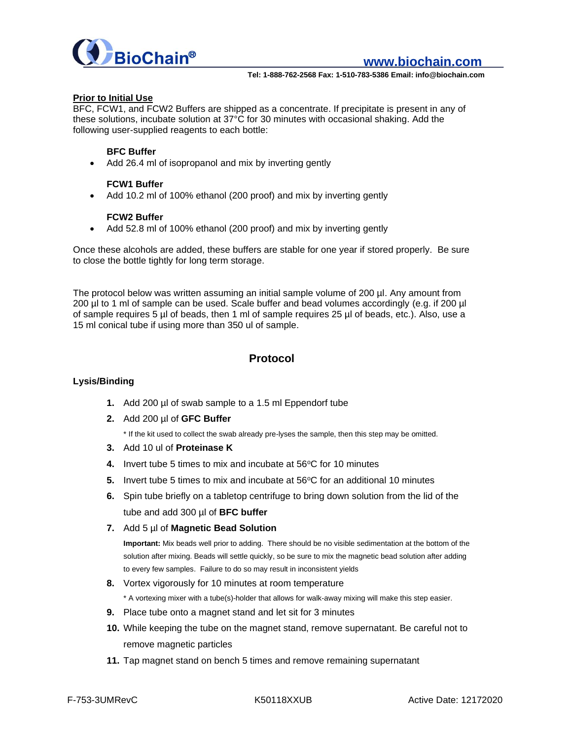## Prior to Initial Use

BFC, FCW1, and FCW2 Buffers are shipped as a concentrate. If precipitate is present in any of these solutions, incubate solution at 37°C for 30 minutes with occasional shaking. Add the following user-supplied reagents to each bottle:

**BFC Buffer**

- Add 26.4 ml of isopropanol and mix by inverting gently

**FCW1 Buffer**

- Add 10.2 ml of 100% ethanol (200 proof) and mix by inverting gently

**FCW2 Buffer**

- Add 52.8 ml of 100% ethanol (200 proof) and mix by inverting gently

Once these alcohols are added, these buffers are stable for one year if stored properly. Be sure to close the bottle tightly for long term storage.

The protocol below was written assuming an initial sample volume of 200 µl. Any amount from 200 µl to 1 ml of sample can be used. Scale buffer and bead volumes accordingly (e.g. if 200 µl of sample requires 5 µl of beads, then 1 ml of sample requires 25 µl of beads, etc.). Also, use a 15 ml conical tube if using more than 350 ul of sample.

## Protocol

### Lysis/Binding

1. Add 200 µl of swab sample to a 1.5 ml Eppendorf tube
2. Add 200 µl of **GFC Buffer**

   * If the kit used to collect the swab already pre-lyses the sample, then this step may be omitted.
3. Add 10 ul of **Proteinase K**
4. Invert tube 5 times to mix and incubate at 56°C for 10 minutes
5. Invert tube 5 times to mix and incubate at 56°C for an additional 10 minutes
6. Spin tube briefly on a tabletop centrifuge to bring down solution from the lid of the tube and add 300 µl of **BFC buffer**
7. Add 5 µl of **Magnetic Bead Solution**

   **Important:** Mix beads well prior to adding. There should be no visible sedimentation at the bottom of the solution after mixing. Beads will settle quickly, so be sure to mix the magnetic bead solution after adding to every few samples. Failure to do so may result in inconsistent yields
8. Vortex vigorously for 10 minutes at room temperature

   * A vortexing mixer with a tube(s)-holder that allows for walk-away mixing will make this step easier.
9. Place tube onto a magnet stand and let sit for 3 minutes
10. While keeping the tube on the magnet stand, remove supernatant. Be careful not to remove magnetic particles
11. Tap magnet stand on bench 5 times and remove remaining supernatant

F-753-3UMRevC K50118XXUB Active Date: 12172020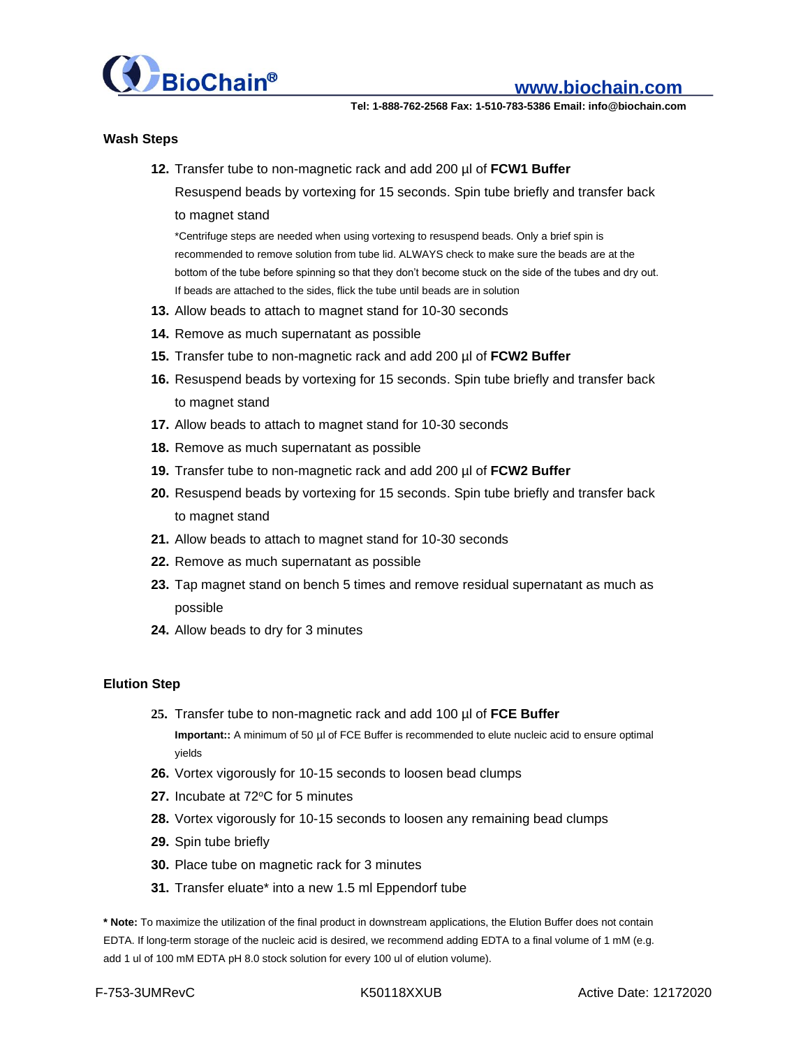### Wash Steps

12. Transfer tube to non-magnetic rack and add 200 µl of **FCW1 Buffer**

    Resuspend beads by vortexing for 15 seconds. Spin tube briefly and transfer back to magnet stand

    *Centrifuge steps are needed when using vortexing to resuspend beads. Only a brief spin is recommended to remove solution from tube lid. ALWAYS check to make sure the beads are at the bottom of the tube before spinning so that they don't become stuck on the side of the tubes and dry out. If beads are attached to the sides, flick the tube until beads are in solution

13. Allow beads to attach to magnet stand for 10-30 seconds
14. Remove as much supernatant as possible
15. Transfer tube to non-magnetic rack and add 200 µl of **FCW2 Buffer**
16. Resuspend beads by vortexing for 15 seconds. Spin tube briefly and transfer back to magnet stand
17. Allow beads to attach to magnet stand for 10-30 seconds
18. Remove as much supernatant as possible
19. Transfer tube to non-magnetic rack and add 200 µl of **FCW2 Buffer**
20. Resuspend beads by vortexing for 15 seconds. Spin tube briefly and transfer back to magnet stand
21. Allow beads to attach to magnet stand for 10-30 seconds
22. Remove as much supernatant as possible
23. Tap magnet stand on bench 5 times and remove residual supernatant as much as possible
24. Allow beads to dry for 3 minutes

### Elution Step

25. Transfer tube to non-magnetic rack and add 100 µl of **FCE Buffer**

    **Important::** A minimum of 50 µl of FCE Buffer is recommended to elute nucleic acid to ensure optimal yields

26. Vortex vigorously for 10-15 seconds to loosen bead clumps
27. Incubate at 72°C for 5 minutes
28. Vortex vigorously for 10-15 seconds to loosen any remaining bead clumps
29. Spin tube briefly
30. Place tube on magnetic rack for 3 minutes
31. Transfer eluate* into a new 1.5 ml Eppendorf tube

**\* Note:** To maximize the utilization of the final product in downstream applications, the Elution Buffer does not contain EDTA. If long-term storage of the nucleic acid is desired, we recommend adding EDTA to a final volume of 1 mM (e.g. add 1 ul of 100 mM EDTA pH 8.0 stock solution for every 100 ul of elution volume).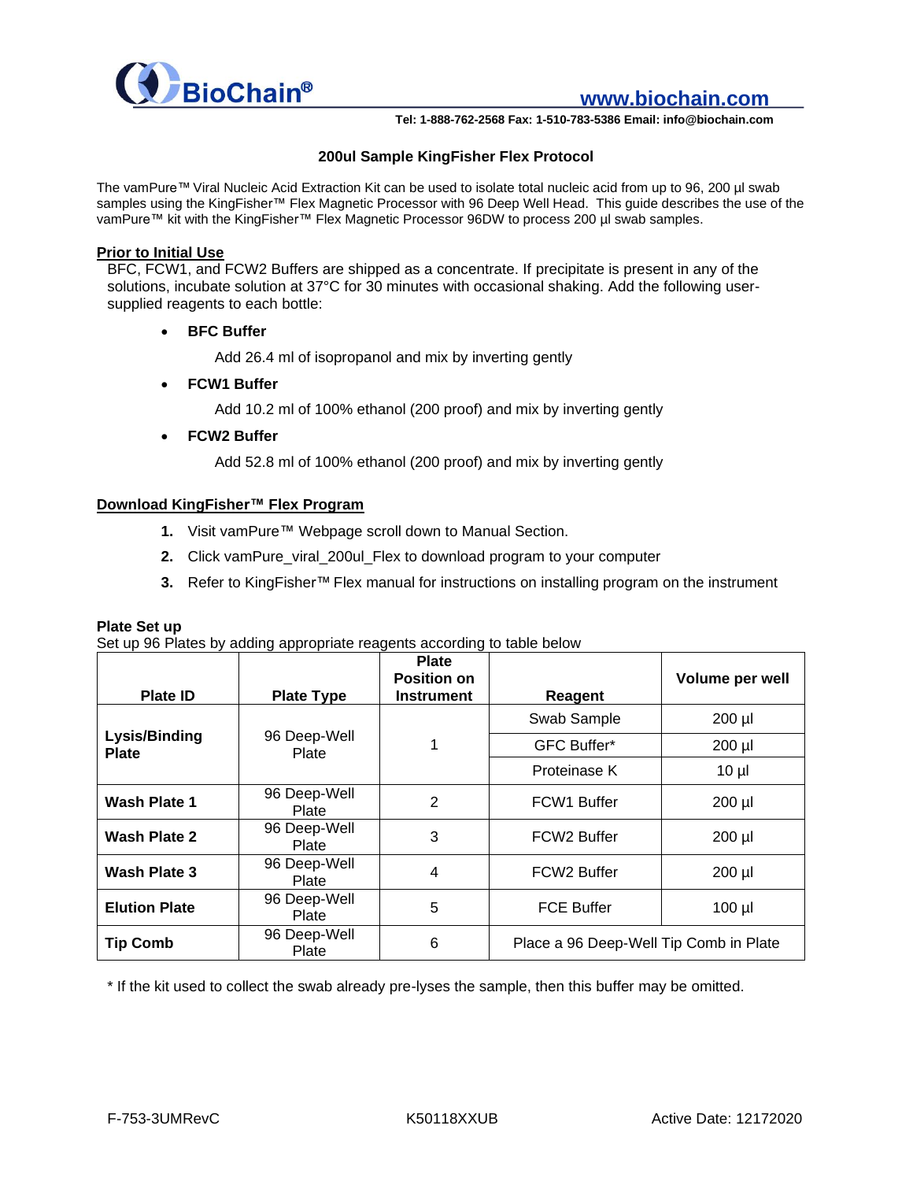### 200ul Sample KingFisher Flex Protocol

The vamPure™ Viral Nucleic Acid Extraction Kit can be used to isolate total nucleic acid from up to 96, 200 µl swab samples using the KingFisher™ Flex Magnetic Processor with 96 Deep Well Head. This guide describes the use of the vamPure™ kit with the KingFisher™ Flex Magnetic Processor 96DW to process 200 µl swab samples.

**Prior to Initial Use**

BFC, FCW1, and FCW2 Buffers are shipped as a concentrate. If precipitate is present in any of the solutions, incubate solution at 37°C for 30 minutes with occasional shaking. Add the following user-supplied reagents to each bottle:

- **BFC Buffer**

  Add 26.4 ml of isopropanol and mix by inverting gently

- **FCW1 Buffer**

  Add 10.2 ml of 100% ethanol (200 proof) and mix by inverting gently

- **FCW2 Buffer**

  Add 52.8 ml of 100% ethanol (200 proof) and mix by inverting gently

**Download KingFisher™ Flex Program**

1. Visit vamPure™ Webpage scroll down to Manual Section.
2. Click vamPure_viral_200ul_Flex to download program to your computer
3. Refer to KingFisher™ Flex manual for instructions on installing program on the instrument

**Plate Set up**

Set up 96 Plates by adding appropriate reagents according to table below

| Plate ID | Plate Type | Plate Position on Instrument | Reagent | Volume per well |
|---|---|---|---|---|
| **Lysis/Binding Plate** | 96 Deep-Well Plate | 1 | Swab Sample | 200 µl |
| | | | GFC Buffer* | 200 µl |
| | | | Proteinase K | 10 µl |
| **Wash Plate 1** | 96 Deep-Well Plate | 2 | FCW1 Buffer | 200 µl |
| **Wash Plate 2** | 96 Deep-Well Plate | 3 | FCW2 Buffer | 200 µl |
| **Wash Plate 3** | 96 Deep-Well Plate | 4 | FCW2 Buffer | 200 µl |
| **Elution Plate** | 96 Deep-Well Plate | 5 | FCE Buffer | 100 µl |
| **Tip Comb** | 96 Deep-Well Plate | 6 | Place a 96 Deep-Well Tip Comb in Plate | |

\* If the kit used to collect the swab already pre-lyses the sample, then this buffer may be omitted.

F-753-3UMRevC K50118XXUB Active Date: 12172020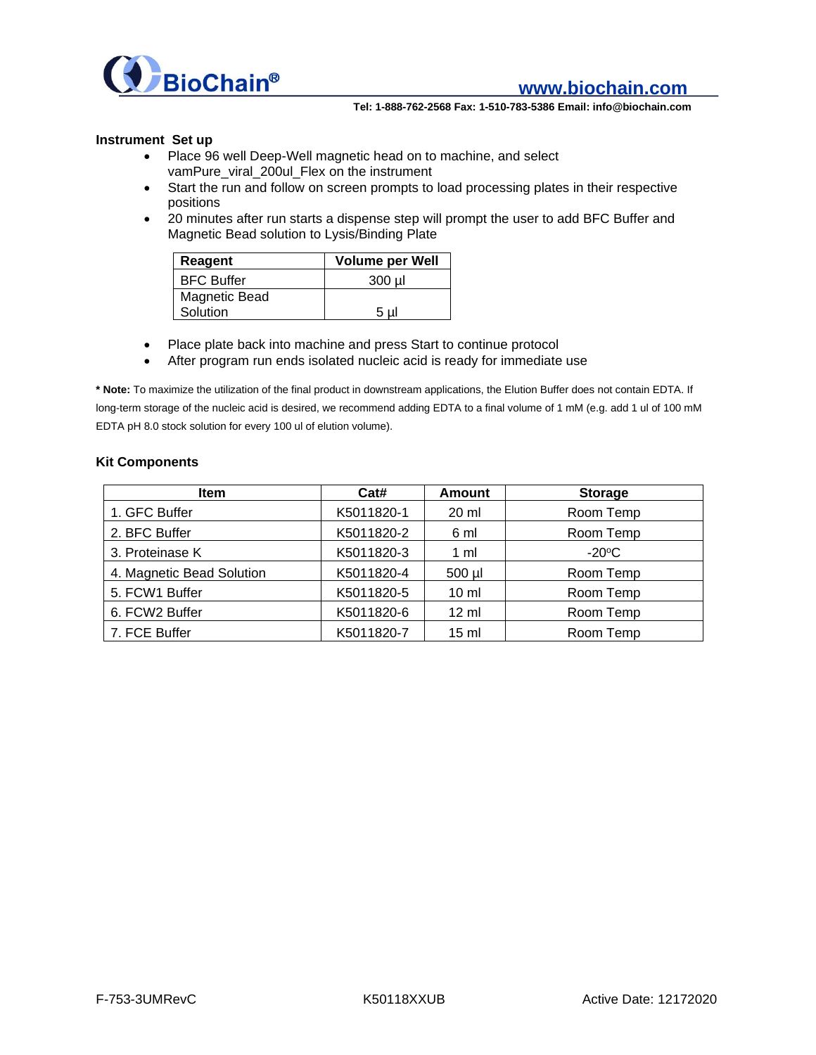### Instrument Set up

- Place 96 well Deep-Well magnetic head on to machine, and select vamPure_viral_200ul_Flex on the instrument
- Start the run and follow on screen prompts to load processing plates in their respective positions
- 20 minutes after run starts a dispense step will prompt the user to add BFC Buffer and Magnetic Bead solution to Lysis/Binding Plate

| Reagent | Volume per Well |
|---|---|
| BFC Buffer | 300 µl |
| Magnetic Bead Solution | 5 µl |

- Place plate back into machine and press Start to continue protocol
- After program run ends isolated nucleic acid is ready for immediate use

**\* Note:** To maximize the utilization of the final product in downstream applications, the Elution Buffer does not contain EDTA. If long-term storage of the nucleic acid is desired, we recommend adding EDTA to a final volume of 1 mM (e.g. add 1 ul of 100 mM EDTA pH 8.0 stock solution for every 100 ul of elution volume).

### Kit Components

| Item | Cat# | Amount | Storage |
|---|---|---|---|
| 1. GFC Buffer | K5011820-1 | 20 ml | Room Temp |
| 2. BFC Buffer | K5011820-2 | 6 ml | Room Temp |
| 3. Proteinase K | K5011820-3 | 1 ml | -20°C |
| 4. Magnetic Bead Solution | K5011820-4 | 500 µl | Room Temp |
| 5. FCW1 Buffer | K5011820-5 | 10 ml | Room Temp |
| 6. FCW2 Buffer | K5011820-6 | 12 ml | Room Temp |
| 7. FCE Buffer | K5011820-7 | 15 ml | Room Temp |